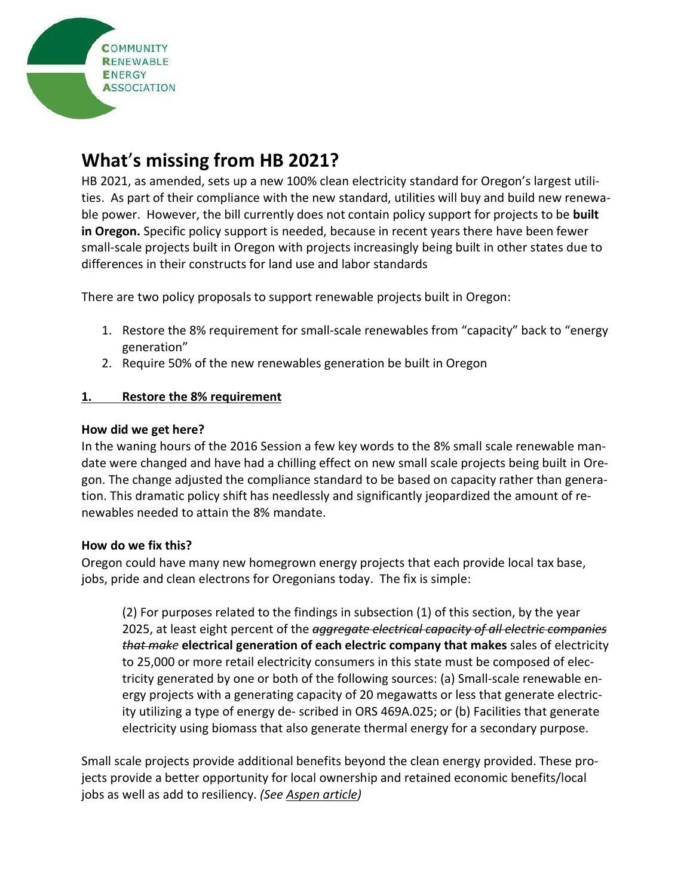COMMUNITY RENEWABLE ENERGY ASSOCIATION

# What's missing from HB 2021?

HB 2021, as amended, sets up a new 100% clean electricity standard for Oregon's largest utilities. As part of their compliance with the new standard, utilities will buy and build new renewable power. However, the bill currently does not contain policy support for projects to be **built in Oregon.** Specific policy support is needed, because in recent years there have been fewer small-scale projects built in Oregon with projects increasingly being built in other states due to differences in their constructs for land use and labor standards

There are two policy proposals to support renewable projects built in Oregon:

1. Restore the 8% requirement for small-scale renewables from "capacity" back to "energy generation"
2. Require 50% of the new renewables generation be built in Oregon

## 1. Restore the 8% requirement

**How did we get here?**

In the waning hours of the 2016 Session a few key words to the 8% small scale renewable mandate were changed and have had a chilling effect on new small scale projects being built in Oregon. The change adjusted the compliance standard to be based on capacity rather than generation. This dramatic policy shift has needlessly and significantly jeopardized the amount of renewables needed to attain the 8% mandate.

**How do we fix this?**

Oregon could have many new homegrown energy projects that each provide local tax base, jobs, pride and clean electrons for Oregonians today. The fix is simple:

> (2) For purposes related to the findings in subsection (1) of this section, by the year 2025, at least eight percent of the ~~*aggregate electrical capacity of all electric companies that make*~~ **electrical generation of each electric company that makes** sales of electricity to 25,000 or more retail electricity consumers in this state must be composed of electricity generated by one or both of the following sources: (a) Small-scale renewable energy projects with a generating capacity of 20 megawatts or less that generate electricity utilizing a type of energy de- scribed in ORS 469A.025; or (b) Facilities that generate electricity using biomass that also generate thermal energy for a secondary purpose.

Small scale projects provide additional benefits beyond the clean energy provided. These projects provide a better opportunity for local ownership and retained economic benefits/local jobs as well as add to resiliency. *(See Aspen article)*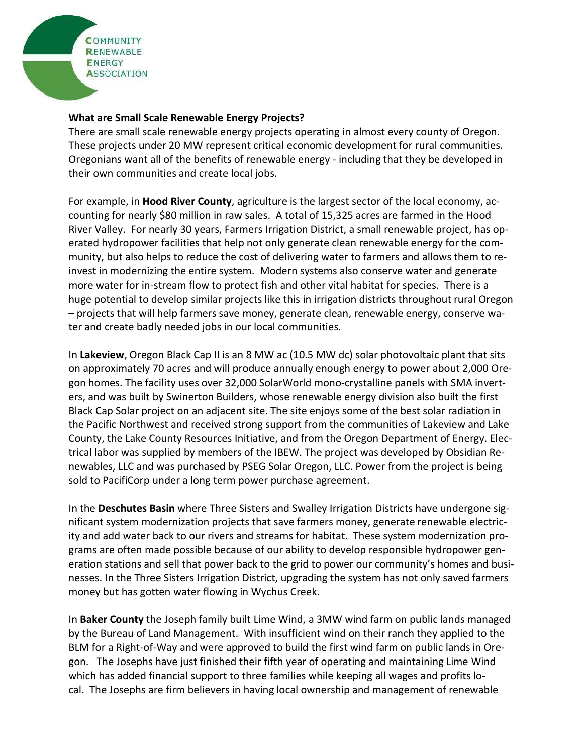### What are Small Scale Renewable Energy Projects?

There are small scale renewable energy projects operating in almost every county of Oregon. These projects under 20 MW represent critical economic development for rural communities. Oregonians want all of the benefits of renewable energy - including that they be developed in their own communities and create local jobs.

For example, in **Hood River County**, agriculture is the largest sector of the local economy, accounting for nearly \$80 million in raw sales. A total of 15,325 acres are farmed in the Hood River Valley. For nearly 30 years, Farmers Irrigation District, a small renewable project, has operated hydropower facilities that help not only generate clean renewable energy for the community, but also helps to reduce the cost of delivering water to farmers and allows them to reinvest in modernizing the entire system. Modern systems also conserve water and generate more water for in-stream flow to protect fish and other vital habitat for species. There is a huge potential to develop similar projects like this in irrigation districts throughout rural Oregon – projects that will help farmers save money, generate clean, renewable energy, conserve water and create badly needed jobs in our local communities.

In **Lakeview**, Oregon Black Cap II is an 8 MW ac (10.5 MW dc) solar photovoltaic plant that sits on approximately 70 acres and will produce annually enough energy to power about 2,000 Oregon homes. The facility uses over 32,000 SolarWorld mono-crystalline panels with SMA inverters, and was built by Swinerton Builders, whose renewable energy division also built the first Black Cap Solar project on an adjacent site. The site enjoys some of the best solar radiation in the Pacific Northwest and received strong support from the communities of Lakeview and Lake County, the Lake County Resources Initiative, and from the Oregon Department of Energy. Electrical labor was supplied by members of the IBEW. The project was developed by Obsidian Renewables, LLC and was purchased by PSEG Solar Oregon, LLC. Power from the project is being sold to PacifiCorp under a long term power purchase agreement.

In the **Deschutes Basin** where Three Sisters and Swalley Irrigation Districts have undergone significant system modernization projects that save farmers money, generate renewable electricity and add water back to our rivers and streams for habitat. These system modernization programs are often made possible because of our ability to develop responsible hydropower generation stations and sell that power back to the grid to power our community's homes and businesses. In the Three Sisters Irrigation District, upgrading the system has not only saved farmers money but has gotten water flowing in Wychus Creek.

In **Baker County** the Joseph family built Lime Wind, a 3MW wind farm on public lands managed by the Bureau of Land Management. With insufficient wind on their ranch they applied to the BLM for a Right-of-Way and were approved to build the first wind farm on public lands in Oregon. The Josephs have just finished their fifth year of operating and maintaining Lime Wind which has added financial support to three families while keeping all wages and profits local. The Josephs are firm believers in having local ownership and management of renewable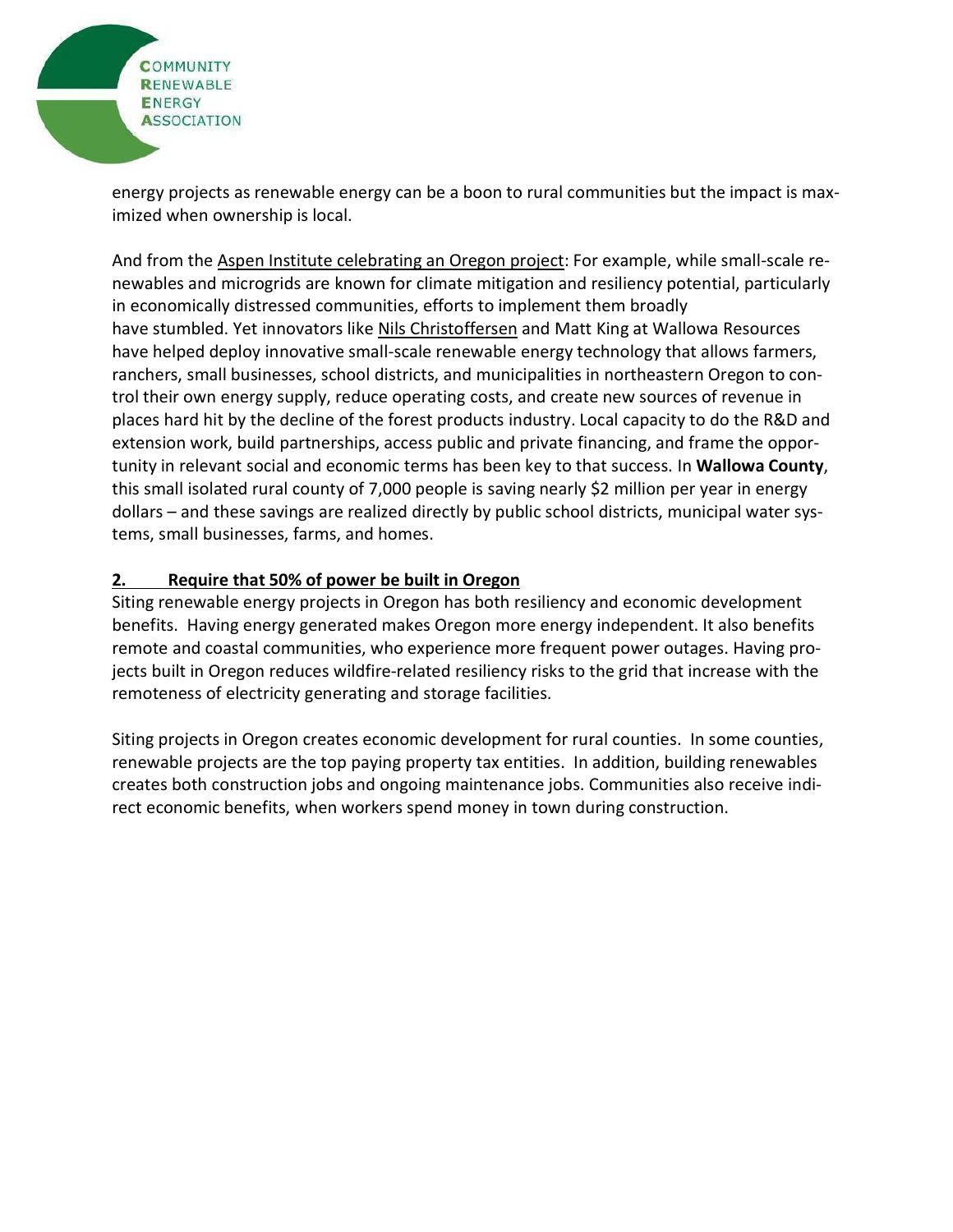energy projects as renewable energy can be a boon to rural communities but the impact is maximized when ownership is local.

And from the Aspen Institute celebrating an Oregon project: For example, while small-scale renewables and microgrids are known for climate mitigation and resiliency potential, particularly in economically distressed communities, efforts to implement them broadly have stumbled. Yet innovators like Nils Christoffersen and Matt King at Wallowa Resources have helped deploy innovative small-scale renewable energy technology that allows farmers, ranchers, small businesses, school districts, and municipalities in northeastern Oregon to control their own energy supply, reduce operating costs, and create new sources of revenue in places hard hit by the decline of the forest products industry. Local capacity to do the R&D and extension work, build partnerships, access public and private financing, and frame the opportunity in relevant social and economic terms has been key to that success. In **Wallowa County**, this small isolated rural county of 7,000 people is saving nearly $2 million per year in energy dollars – and these savings are realized directly by public school districts, municipal water systems, small businesses, farms, and homes.

## 2. Require that 50% of power be built in Oregon

Siting renewable energy projects in Oregon has both resiliency and economic development benefits. Having energy generated makes Oregon more energy independent. It also benefits remote and coastal communities, who experience more frequent power outages. Having projects built in Oregon reduces wildfire-related resiliency risks to the grid that increase with the remoteness of electricity generating and storage facilities.

Siting projects in Oregon creates economic development for rural counties. In some counties, renewable projects are the top paying property tax entities. In addition, building renewables creates both construction jobs and ongoing maintenance jobs. Communities also receive indirect economic benefits, when workers spend money in town during construction.